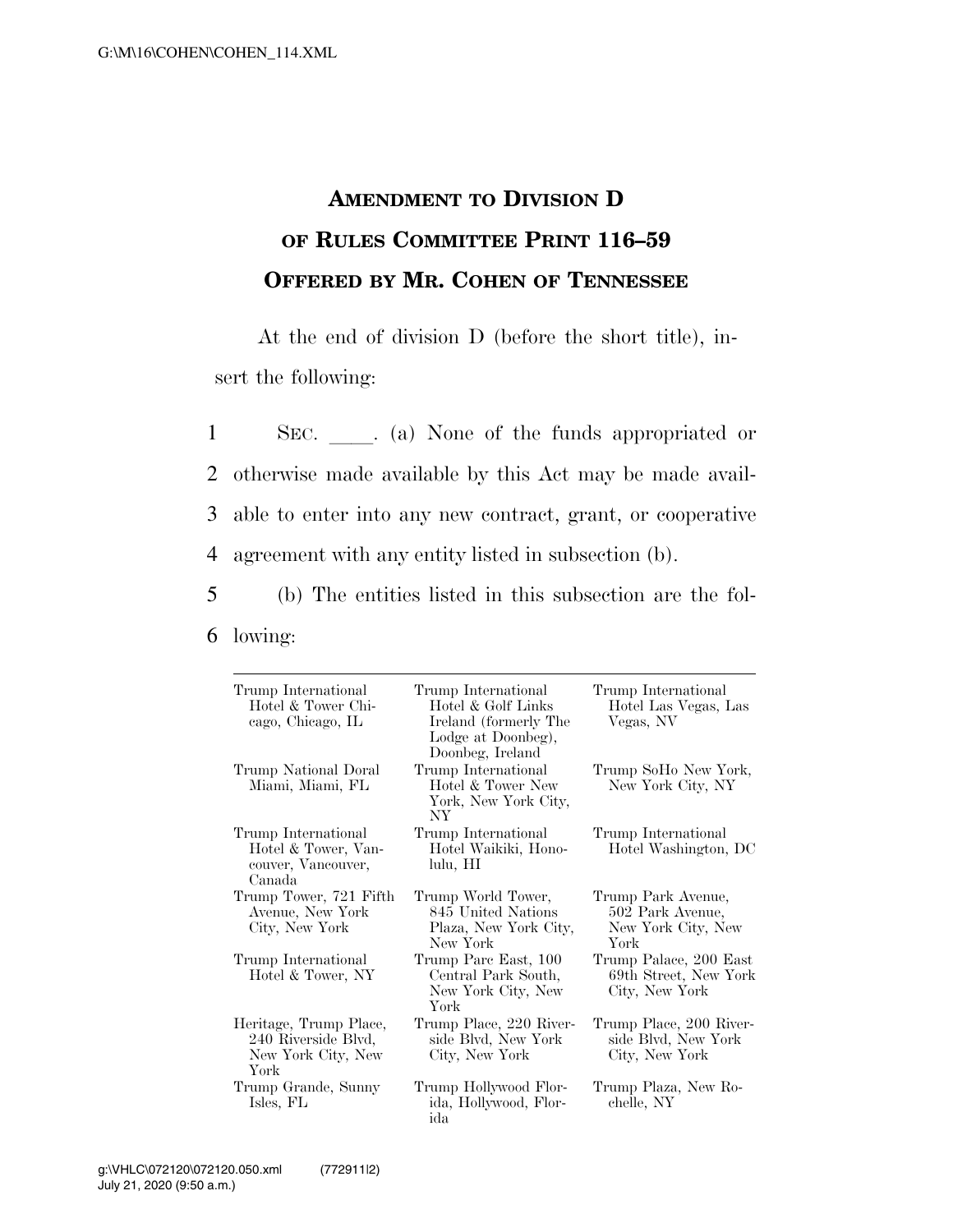# AMENDMENT TO DIVISION D OF RULES COMMITTEE PRINT 116–59 OFFERED BY MR. COHEN OF TENNESSEE

At the end of division D (before the short title), insert the following:

1 SEC. \_\_\_\_. (a) None of the funds appropriated or
2 otherwise made available by this Act may be made avail-
3 able to enter into any new contract, grant, or cooperative
4 agreement with any entity listed in subsection (b).

5 (b) The entities listed in this subsection are the fol-
6 lowing:

| | | |
|---|---|---|
| Trump International Hotel & Tower Chicago, Chicago, IL | Trump International Hotel & Golf Links Ireland (formerly The Lodge at Doonbeg), Doonbeg, Ireland | Trump International Hotel Las Vegas, Las Vegas, NV |
| Trump National Doral Miami, Miami, FL | Trump International Hotel & Tower New York, New York City, NY | Trump SoHo New York, New York City, NY |
| Trump International Hotel & Tower, Vancouver, Vancouver, Canada | Trump International Hotel Waikiki, Honolulu, HI | Trump International Hotel Washington, DC |
| Trump Tower, 721 Fifth Avenue, New York City, New York | Trump World Tower, 845 United Nations Plaza, New York City, New York | Trump Park Avenue, 502 Park Avenue, New York City, New York |
| Trump International Hotel & Tower, NY | Trump Parc East, 100 Central Park South, New York City, New York | Trump Palace, 200 East 69th Street, New York City, New York |
| Heritage, Trump Place, 240 Riverside Blvd, New York City, New York | Trump Place, 220 Riverside Blvd, New York City, New York | Trump Place, 200 Riverside Blvd, New York City, New York |
| Trump Grande, Sunny Isles, FL | Trump Hollywood Florida, Hollywood, Florida | Trump Plaza, New Rochelle, NY |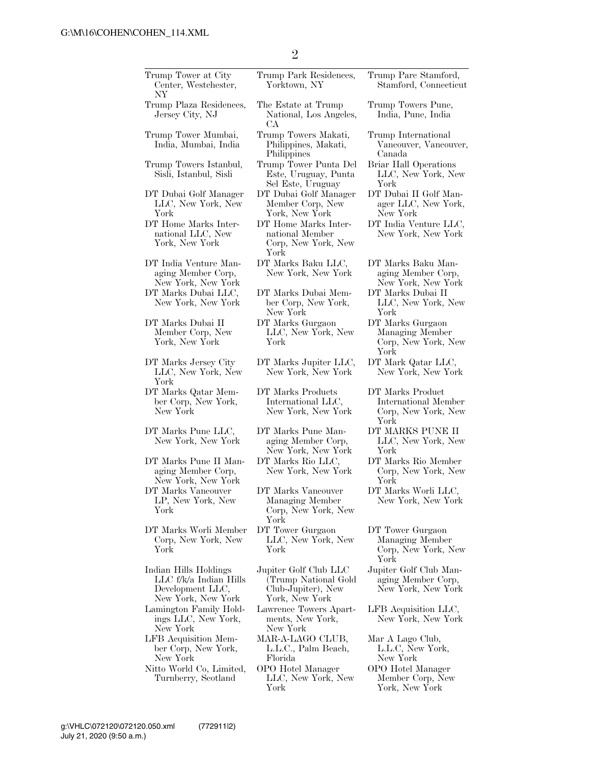| | | |
|---|---|---|
| Trump Tower at City Center, Westchester, NY | Trump Park Residences, Yorktown, NY | Trump Parc Stamford, Stamford, Connecticut |
| Trump Plaza Residences, Jersey City, NJ | The Estate at Trump National, Los Angeles, CA | Trump Towers Pune, India, Pune, India |
| Trump Tower Mumbai, India, Mumbai, India | Trump Towers Makati, Philippines, Makati, Philippines | Trump International Vancouver, Vancouver, Canada |
| Trump Towers Istanbul, Sisli, Istanbul, Sisli | Trump Tower Punta Del Este, Uruguay, Punta Sel Este, Uruguay | Briar Hall Operations LLC, New York, New York |
| DT Dubai Golf Manager LLC, New York, New York | DT Dubai Golf Manager Member Corp, New York, New York | DT Dubai II Golf Manager LLC, New York, New York |
| DT Home Marks International LLC, New York, New York | DT Home Marks International Member Corp, New York, New York | DT India Venture LLC, New York, New York |
| DT India Venture Managing Member Corp, New York, New York | DT Marks Baku LLC, New York, New York | DT Marks Baku Managing Member Corp, New York, New York |
| DT Marks Dubai LLC, New York, New York | DT Marks Dubai Member Corp, New York, New York | DT Marks Dubai II LLC, New York, New York |
| DT Marks Dubai II Member Corp, New York, New York | DT Marks Gurgaon LLC, New York, New York | DT Marks Gurgaon Managing Member Corp, New York, New York |
| DT Marks Jersey City LLC, New York, New York | DT Marks Jupiter LLC, New York, New York | DT Mark Qatar LLC, New York, New York |
| DT Marks Qatar Member Corp, New York, New York | DT Marks Products International LLC, New York, New York | DT Marks Product International Member Corp, New York, New York |
| DT Marks Pune LLC, New York, New York | DT Marks Pune Managing Member Corp, New York, New York | DT MARKS PUNE II LLC, New York, New York |
| DT Marks Pune II Managing Member Corp, New York, New York | DT Marks Rio LLC, New York, New York | DT Marks Rio Member Corp, New York, New York |
| DT Marks Vancouver LP, New York, New York | DT Marks Vancouver Managing Member Corp, New York, New York | DT Marks Worli LLC, New York, New York |
| DT Marks Worli Member Corp, New York, New York | DT Tower Gurgaon LLC, New York, New York | DT Tower Gurgaon Managing Member Corp, New York, New York |
| Indian Hills Holdings LLC f/k/a Indian Hills Development LLC, New York, New York | Jupiter Golf Club LLC (Trump National Gold Club-Jupiter), New York, New York | Jupiter Golf Club Managing Member Corp, New York, New York |
| Lamington Family Holdings LLC, New York, New York | Lawrence Towers Apartments, New York, New York | LFB Acquisition LLC, New York, New York |
| LFB Acquisition Member Corp, New York, New York | MAR-A-LAGO CLUB, L.L.C., Palm Beach, Florida | Mar A Lago Club, L.L.C, New York, New York |
| Nitto World Co, Limited, Turnberry, Scotland | OPO Hotel Manager LLC, New York, New York | OPO Hotel Manager Member Corp, New York, New York |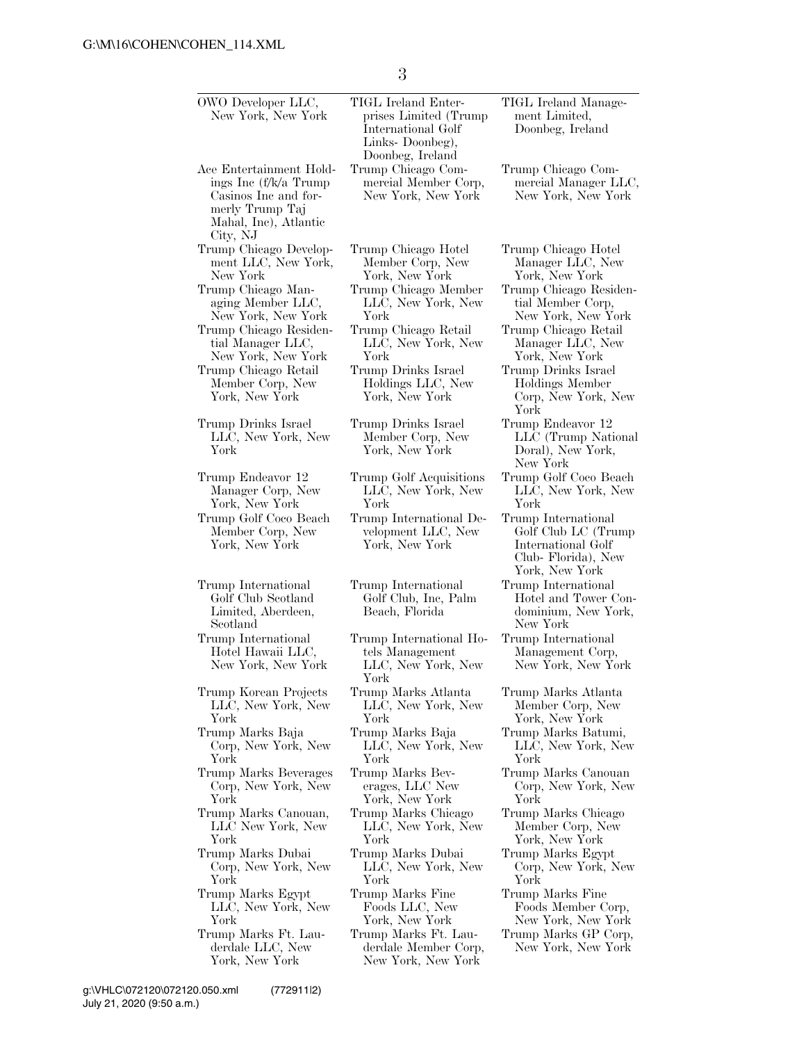- OWO Developer LLC, New York, New York
- TIGL Ireland Enterprises Limited (Trump International Golf Links- Doonbeg), Doonbeg, Ireland
- TIGL Ireland Management Limited, Doonbeg, Ireland
- Ace Entertainment Holdings Inc (f/k/a Trump Casinos Inc and formerly Trump Taj Mahal, Inc), Atlantic City, NJ
- Trump Chicago Commercial Member Corp, New York, New York
- Trump Chicago Commercial Manager LLC, New York, New York
- Trump Chicago Development LLC, New York, New York
- Trump Chicago Hotel Member Corp, New York, New York
- Trump Chicago Hotel Manager LLC, New York, New York
- Trump Chicago Managing Member LLC, New York, New York
- Trump Chicago Member LLC, New York, New York
- Trump Chicago Residential Member Corp, New York, New York
- Trump Chicago Residential Manager LLC, New York, New York
- Trump Chicago Retail LLC, New York, New York
- Trump Chicago Retail Manager LLC, New York, New York
- Trump Chicago Retail Member Corp, New York, New York
- Trump Drinks Israel Holdings LLC, New York, New York
- Trump Drinks Israel Holdings Member Corp, New York, New York
- Trump Drinks Israel LLC, New York, New York
- Trump Drinks Israel Member Corp, New York, New York
- Trump Endeavor 12 LLC (Trump National Doral), New York, New York
- Trump Endeavor 12 Manager Corp, New York, New York
- Trump Golf Acquisitions LLC, New York, New York
- Trump Golf Coco Beach LLC, New York, New York
- Trump Golf Coco Beach Member Corp, New York, New York
- Trump International Development LLC, New York, New York
- Trump International Golf Club LC (Trump International Golf Club- Florida), New York, New York
- Trump International Golf Club Scotland Limited, Aberdeen, Scotland
- Trump International Golf Club, Inc, Palm Beach, Florida
- Trump International Hotel and Tower Condominium, New York, New York
- Trump International Hotel Hawaii LLC, New York, New York
- Trump International Hotels Management LLC, New York, New York
- Trump International Management Corp, New York, New York
- Trump Korean Projects LLC, New York, New York
- Trump Marks Atlanta LLC, New York, New York
- Trump Marks Atlanta Member Corp, New York, New York
- Trump Marks Baja Corp, New York, New York
- Trump Marks Baja LLC, New York, New York
- Trump Marks Batumi, LLC, New York, New York
- Trump Marks Beverages Corp, New York, New York
- Trump Marks Beverages, LLC New York, New York
- Trump Marks Canouan Corp, New York, New York
- Trump Marks Canouan, LLC New York, New York
- Trump Marks Chicago LLC, New York, New York
- Trump Marks Chicago Member Corp, New York, New York
- Trump Marks Dubai Corp, New York, New York
- Trump Marks Dubai LLC, New York, New York
- Trump Marks Egypt Corp, New York, New York
- Trump Marks Egypt LLC, New York, New York
- Trump Marks Fine Foods LLC, New York, New York
- Trump Marks Fine Foods Member Corp, New York, New York
- Trump Marks Ft. Lauderdale LLC, New York, New York
- Trump Marks Ft. Lauderdale Member Corp, New York, New York
- Trump Marks GP Corp, New York, New York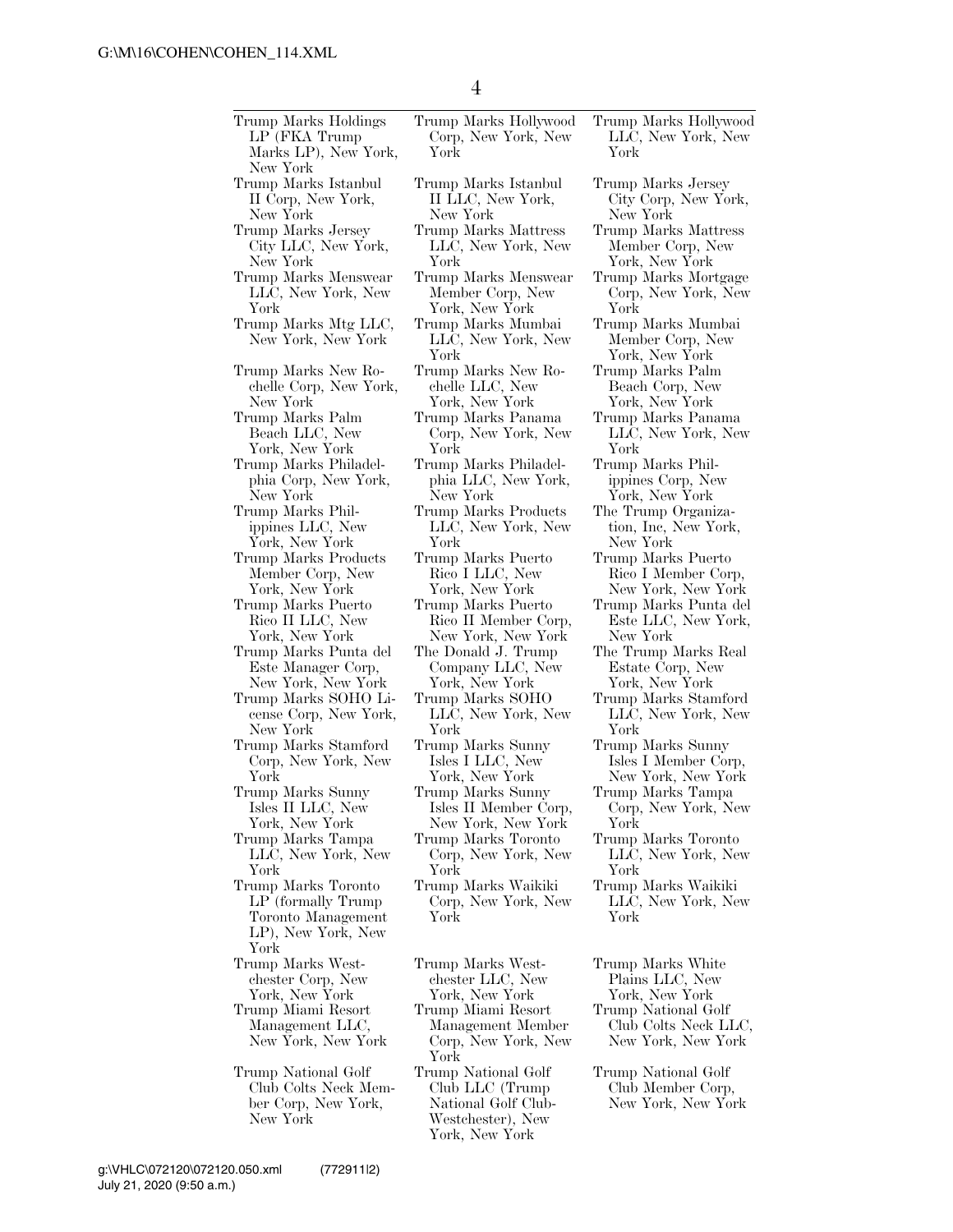Trump Marks Holdings LP (FKA Trump Marks LP), New York, New York
Trump Marks Hollywood Corp, New York, New York
Trump Marks Hollywood LLC, New York, New York
Trump Marks Istanbul II Corp, New York, New York
Trump Marks Istanbul II LLC, New York, New York
Trump Marks Jersey City Corp, New York, New York
Trump Marks Jersey City LLC, New York, New York
Trump Marks Mattress LLC, New York, New York
Trump Marks Mattress Member Corp, New York, New York
Trump Marks Menswear LLC, New York, New York
Trump Marks Menswear Member Corp, New York, New York
Trump Marks Mortgage Corp, New York, New York
Trump Marks Mtg LLC, New York, New York
Trump Marks Mumbai LLC, New York, New York
Trump Marks Mumbai Member Corp, New York, New York
Trump Marks New Rochelle Corp, New York, New York
Trump Marks New Rochelle LLC, New York, New York
Trump Marks Palm Beach Corp, New York, New York
Trump Marks Palm Beach LLC, New York, New York
Trump Marks Panama Corp, New York, New York
Trump Marks Panama LLC, New York, New York
Trump Marks Philadelphia Corp, New York, New York
Trump Marks Philadelphia LLC, New York, New York
Trump Marks Philippines Corp, New York, New York
Trump Marks Philippines LLC, New York, New York
Trump Marks Products LLC, New York, New York
The Trump Organization, Inc, New York, New York
Trump Marks Products Member Corp, New York, New York
Trump Marks Puerto Rico I LLC, New York, New York
Trump Marks Puerto Rico I Member Corp, New York, New York
Trump Marks Puerto Rico II LLC, New York, New York
Trump Marks Puerto Rico II Member Corp, New York, New York
Trump Marks Punta del Este LLC, New York, New York
Trump Marks Punta del Este Manager Corp, New York, New York
The Donald J. Trump Company LLC, New York, New York
The Trump Marks Real Estate Corp, New York, New York
Trump Marks SOHO License Corp, New York, New York
Trump Marks SOHO LLC, New York, New York
Trump Marks Stamford LLC, New York, New York
Trump Marks Stamford Corp, New York, New York
Trump Marks Sunny Isles I LLC, New York, New York
Trump Marks Sunny Isles I Member Corp, New York, New York
Trump Marks Sunny Isles II LLC, New York, New York
Trump Marks Sunny Isles II Member Corp, New York, New York
Trump Marks Tampa Corp, New York, New York
Trump Marks Tampa LLC, New York, New York
Trump Marks Toronto Corp, New York, New York
Trump Marks Toronto LLC, New York, New York
Trump Marks Toronto LP (formally Trump Toronto Management LP), New York, New York
Trump Marks Waikiki Corp, New York, New York
Trump Marks Waikiki LLC, New York, New York
Trump Marks Westchester Corp, New York, New York
Trump Marks Westchester LLC, New York, New York
Trump Marks White Plains LLC, New York, New York
Trump Miami Resort Management LLC, New York, New York
Trump Miami Resort Management Member Corp, New York, New York
Trump National Golf Club Colts Neck LLC, New York, New York
Trump National Golf Club Colts Neck Member Corp, New York, New York
Trump National Golf Club LLC (Trump National Golf Club-Westchester), New York, New York
Trump National Golf Club Member Corp, New York, New York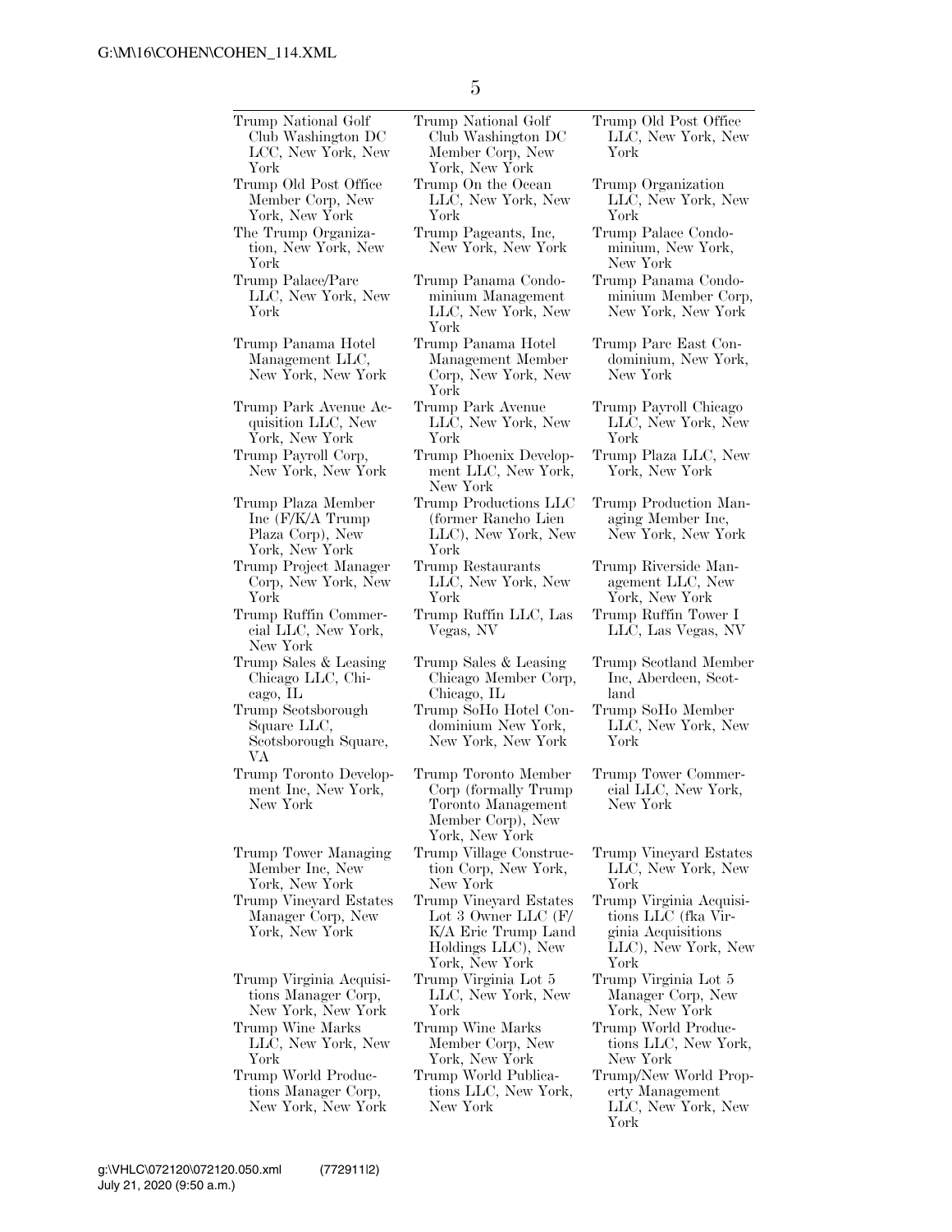Trump National Golf Club Washington DC LCC, New York, New York

Trump National Golf Club Washington DC Member Corp, New York, New York

Trump Old Post Office LLC, New York, New York

Trump Old Post Office Member Corp, New York, New York

Trump On the Ocean LLC, New York, New York

Trump Organization LLC, New York, New York

The Trump Organization, New York, New York

Trump Pageants, Inc, New York, New York

Trump Palace Condominium, New York, New York

Trump Palace/Parc LLC, New York, New York

Trump Panama Condominium Management LLC, New York, New York

Trump Panama Condominium Member Corp, New York, New York

Trump Panama Hotel Management LLC, New York, New York

Trump Panama Hotel Management Member Corp, New York, New York

Trump Parc East Condominium, New York, New York

Trump Park Avenue Acquisition LLC, New York, New York

Trump Park Avenue LLC, New York, New York

Trump Payroll Chicago LLC, New York, New York

Trump Payroll Corp, New York, New York

Trump Phoenix Development LLC, New York, New York

Trump Plaza LLC, New York, New York

Trump Plaza Member Inc (F/K/A Trump Plaza Corp), New York, New York

Trump Productions LLC (former Rancho Lien LLC), New York, New York

Trump Production Managing Member Inc, New York, New York

Trump Project Manager Corp, New York, New York

Trump Restaurants LLC, New York, New York

Trump Riverside Management LLC, New York, New York

Trump Ruffin Commercial LLC, New York, New York

Trump Ruffin LLC, Las Vegas, NV

Trump Ruffin Tower I LLC, Las Vegas, NV

Trump Sales & Leasing Chicago LLC, Chicago, IL

Trump Sales & Leasing Chicago Member Corp, Chicago, IL

Trump Scotland Member Inc, Aberdeen, Scotland

Trump Scotsborough Square LLC, Scotsborough Square, VA

Trump SoHo Hotel Condominium New York, New York, New York

Trump SoHo Member LLC, New York, New York

Trump Toronto Development Inc, New York, New York

Trump Toronto Member Corp (formally Trump Toronto Management Member Corp), New York, New York

Trump Tower Commercial LLC, New York, New York

Trump Tower Managing Member Inc, New York, New York

Trump Village Construction Corp, New York, New York

Trump Vineyard Estates LLC, New York, New York

Trump Vineyard Estates Manager Corp, New York, New York

Trump Vineyard Estates Lot 3 Owner LLC (F/K/A Eric Trump Land Holdings LLC), New York, New York

Trump Virginia Acquisitions LLC (fka Virginia Acquisitions LLC), New York, New York

Trump Virginia Acquisitions Manager Corp, New York, New York

Trump Virginia Lot 5 LLC, New York, New York

Trump Virginia Lot 5 Manager Corp, New York, New York

Trump Wine Marks LLC, New York, New York

Trump Wine Marks Member Corp, New York, New York

Trump World Productions LLC, New York, New York

Trump World Productions Manager Corp, New York, New York

Trump World Publications LLC, New York, New York

Trump/New World Property Management LLC, New York, New York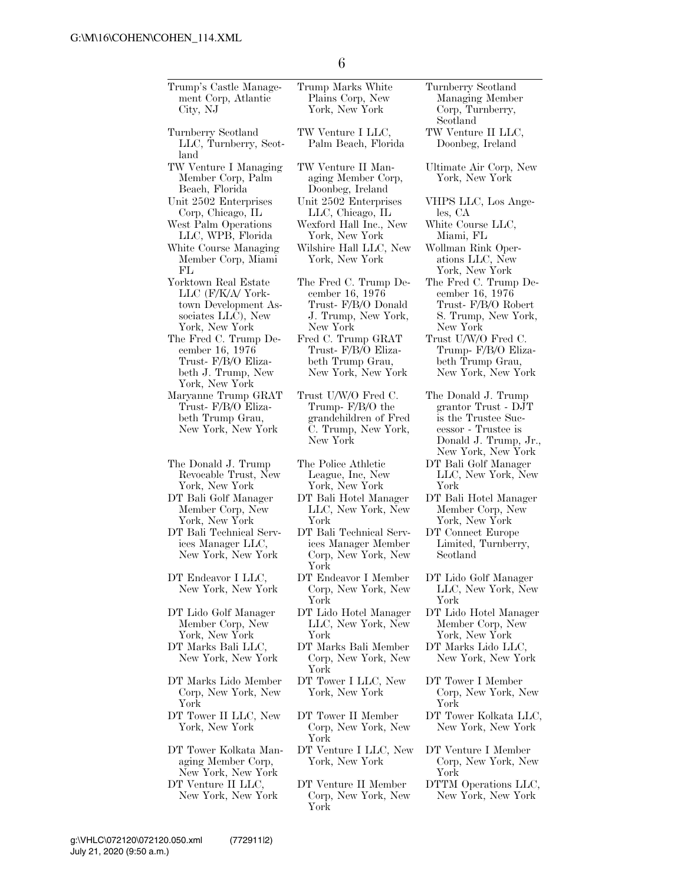| | | |
|---|---|---|
| Trump's Castle Management Corp, Atlantic City, NJ | Trump Marks White Plains Corp, New York, New York | Turnberry Scotland Managing Member Corp, Turnberry, Scotland |
| Turnberry Scotland LLC, Turnberry, Scotland | TW Venture I LLC, Palm Beach, Florida | TW Venture II LLC, Doonbeg, Ireland |
| TW Venture I Managing Member Corp, Palm Beach, Florida | TW Venture II Managing Member Corp, Doonbeg, Ireland | Ultimate Air Corp, New York, New York |
| Unit 2502 Enterprises Corp, Chicago, IL | Unit 2502 Enterprises LLC, Chicago, IL | VHPS LLC, Los Angeles, CA |
| West Palm Operations LLC, WPB, Florida | Wexford Hall Inc., New York, New York | White Course LLC, Miami, FL |
| White Course Managing Member Corp, Miami FL | Wilshire Hall LLC, New York, New York | Wollman Rink Operations LLC, New York, New York |
| Yorktown Real Estate LLC (F/K/A/ Yorktown Development Associates LLC), New York, New York | The Fred C. Trump December 16, 1976 Trust- F/B/O Donald J. Trump, New York, New York | The Fred C. Trump December 16, 1976 Trust- F/B/O Robert S. Trump, New York, New York |
| The Fred C. Trump December 16, 1976 Trust- F/B/O Elizabeth J. Trump, New York, New York | Fred C. Trump GRAT Trust- F/B/O Elizabeth Trump Grau, New York, New York | Trust U/W/O Fred C. Trump- F/B/O Elizabeth Trump Grau, New York, New York |
| Maryanne Trump GRAT Trust- F/B/O Elizabeth Trump Grau, New York, New York | Trust U/W/O Fred C. Trump- F/B/O the grandchildren of Fred C. Trump, New York, New York | The Donald J. Trump grantor Trust - DJT is the Trustee Successor - Trustee is Donald J. Trump, Jr., New York, New York |
| The Donald J. Trump Revocable Trust, New York, New York | The Police Athletic League, Inc, New York, New York | DT Bali Golf Manager LLC, New York, New York |
| DT Bali Golf Manager Member Corp, New York, New York | DT Bali Hotel Manager LLC, New York, New York | DT Bali Hotel Manager Member Corp, New York, New York |
| DT Bali Technical Services Manager LLC, New York, New York | DT Bali Technical Services Manager Member Corp, New York, New York | DT Connect Europe Limited, Turnberry, Scotland |
| DT Endeavor I LLC, New York, New York | DT Endeavor I Member Corp, New York, New York | DT Lido Golf Manager LLC, New York, New York |
| DT Lido Golf Manager Member Corp, New York, New York | DT Lido Hotel Manager LLC, New York, New York | DT Lido Hotel Manager Member Corp, New York, New York |
| DT Marks Bali LLC, New York, New York | DT Marks Bali Member Corp, New York, New York | DT Marks Lido LLC, New York, New York |
| DT Marks Lido Member Corp, New York, New York | DT Tower I LLC, New York, New York | DT Tower I Member Corp, New York, New York |
| DT Tower II LLC, New York, New York | DT Tower II Member Corp, New York, New York | DT Tower Kolkata LLC, New York, New York |
| DT Tower Kolkata Managing Member Corp, New York, New York | DT Venture I LLC, New York, New York | DT Venture I Member Corp, New York, New York |
| DT Venture II LLC, New York, New York | DT Venture II Member Corp, New York, New York | DTTM Operations LLC, New York, New York |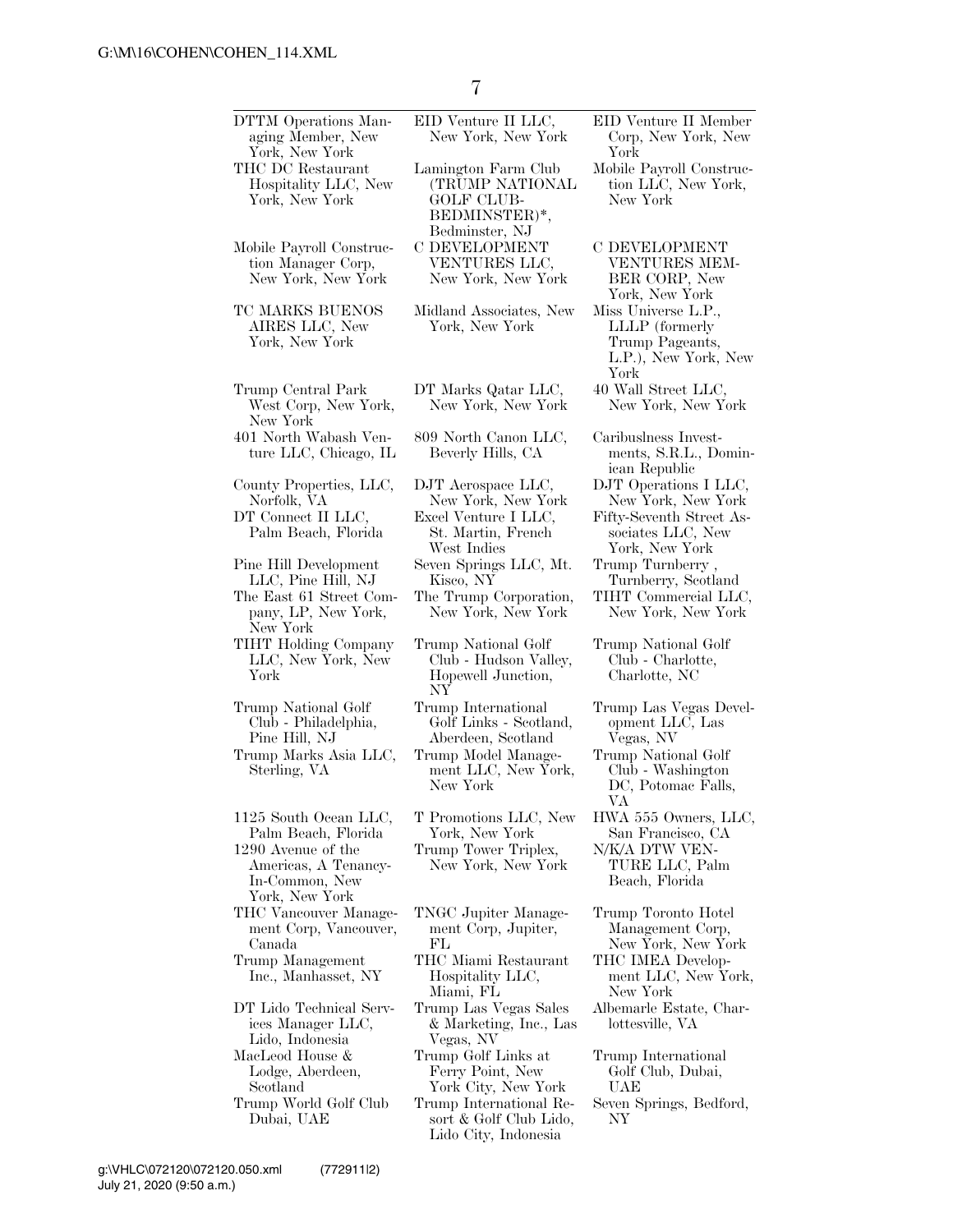| | | |
|---|---|---|
| DTTM Operations Managing Member, New York, New York | EID Venture II LLC, New York, New York | EID Venture II Member Corp, New York, New York |
| THC DC Restaurant Hospitality LLC, New York, New York | Lamington Farm Club (TRUMP NATIONAL GOLF CLUB-BEDMINSTER)*, Bedminster, NJ | Mobile Payroll Construction LLC, New York, New York |
| Mobile Payroll Construction Manager Corp, New York, New York | C DEVELOPMENT VENTURES LLC, New York, New York | C DEVELOPMENT VENTURES MEMBER CORP, New York, New York |
| TC MARKS BUENOS AIRES LLC, New York, New York | Midland Associates, New York, New York | Miss Universe L.P., LLLP (formerly Trump Pageants, L.P.), New York, New York |
| Trump Central Park West Corp, New York, New York | DT Marks Qatar LLC, New York, New York | 40 Wall Street LLC, New York, New York |
| 401 North Wabash Venture LLC, Chicago, IL | 809 North Canon LLC, Beverly Hills, CA | Caribuslness Investments, S.R.L., Dominican Republic |
| County Properties, LLC, Norfolk, VA | DJT Aerospace LLC, New York, New York | DJT Operations I LLC, New York, New York |
| DT Connect II LLC, Palm Beach, Florida | Excel Venture I LLC, St. Martin, French West Indies | Fifty-Seventh Street Associates LLC, New York, New York |
| Pine Hill Development LLC, Pine Hill, NJ | Seven Springs LLC, Mt. Kisco, NY | Trump Turnberry , Turnberry, Scotland |
| The East 61 Street Company, LP, New York, New York | The Trump Corporation, New York, New York | TIHT Commercial LLC, New York, New York |
| TIHT Holding Company LLC, New York, New York | Trump National Golf Club - Hudson Valley, Hopewell Junction, NY | Trump National Golf Club - Charlotte, Charlotte, NC |
| Trump National Golf Club - Philadelphia, Pine Hill, NJ | Trump International Golf Links - Scotland, Aberdeen, Scotland | Trump Las Vegas Development LLC, Las Vegas, NV |
| Trump Marks Asia LLC, Sterling, VA | Trump Model Management LLC, New York, New York | Trump National Golf Club - Washington DC, Potomac Falls, VA |
| 1125 South Ocean LLC, Palm Beach, Florida | T Promotions LLC, New York, New York | HWA 555 Owners, LLC, San Francisco, CA |
| 1290 Avenue of the Americas, A Tenancy-In-Common, New York, New York | Trump Tower Triplex, New York, New York | N/K/A DTW VENTURE LLC, Palm Beach, Florida |
| THC Vancouver Management Corp, Vancouver, Canada | TNGC Jupiter Management Corp, Jupiter, FL | Trump Toronto Hotel Management Corp, New York, New York |
| Trump Management Inc., Manhasset, NY | THC Miami Restaurant Hospitality LLC, Miami, FL | THC IMEA Development LLC, New York, New York |
| DT Lido Technical Services Manager LLC, Lido, Indonesia | Trump Las Vegas Sales & Marketing, Inc., Las Vegas, NV | Albemarle Estate, Charlottesville, VA |
| MacLeod House & Lodge, Aberdeen, Scotland | Trump Golf Links at Ferry Point, New York City, New York | Trump International Golf Club, Dubai, UAE |
| Trump World Golf Club Dubai, UAE | Trump International Resort & Golf Club Lido, Lido City, Indonesia | Seven Springs, Bedford, NY |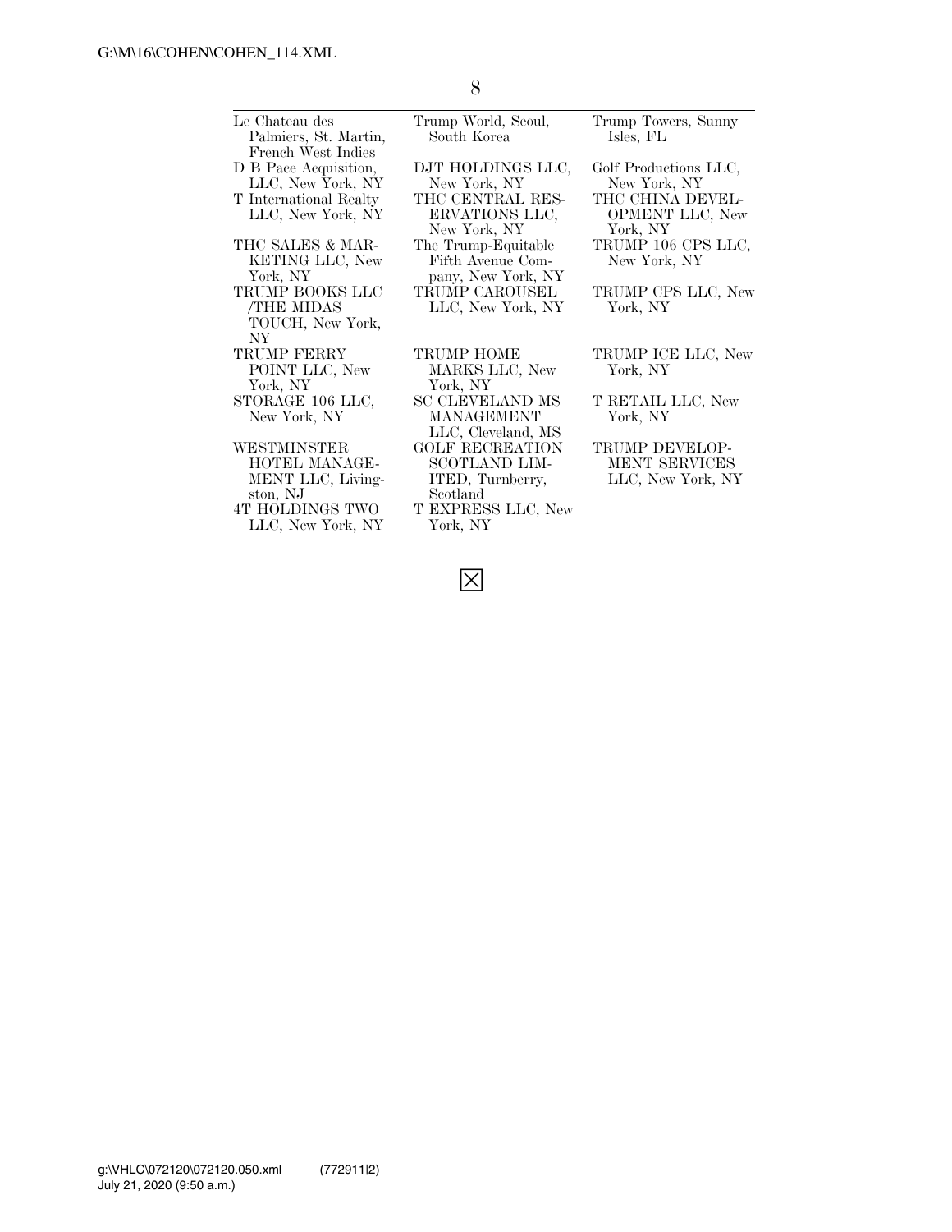| | | |
|---|---|---|
| Le Chateau des Palmiers, St. Martin, French West Indies | Trump World, Seoul, South Korea | Trump Towers, Sunny Isles, FL |
| D B Pace Acquisition, LLC, New York, NY | DJT HOLDINGS LLC, New York, NY | Golf Productions LLC, New York, NY |
| T International Realty LLC, New York, NY | THC CENTRAL RESERVATIONS LLC, New York, NY | THC CHINA DEVELOPMENT LLC, New York, NY |
| THC SALES & MARKETING LLC, New York, NY | The Trump-Equitable Fifth Avenue Company, New York, NY | TRUMP 106 CPS LLC, New York, NY |
| TRUMP BOOKS LLC /THE MIDAS TOUCH, New York, NY | TRUMP CAROUSEL LLC, New York, NY | TRUMP CPS LLC, New York, NY |
| TRUMP FERRY POINT LLC, New York, NY | TRUMP HOME MARKS LLC, New York, NY | TRUMP ICE LLC, New York, NY |
| STORAGE 106 LLC, New York, NY | SC CLEVELAND MS MANAGEMENT LLC, Cleveland, MS | T RETAIL LLC, New York, NY |
| WESTMINSTER HOTEL MANAGEMENT LLC, Livingston, NJ | GOLF RECREATION SCOTLAND LIMITED, Turnberry, Scotland | TRUMP DEVELOPMENT SERVICES LLC, New York, NY |
| 4T HOLDINGS TWO LLC, New York, NY | T EXPRESS LLC, New York, NY | |